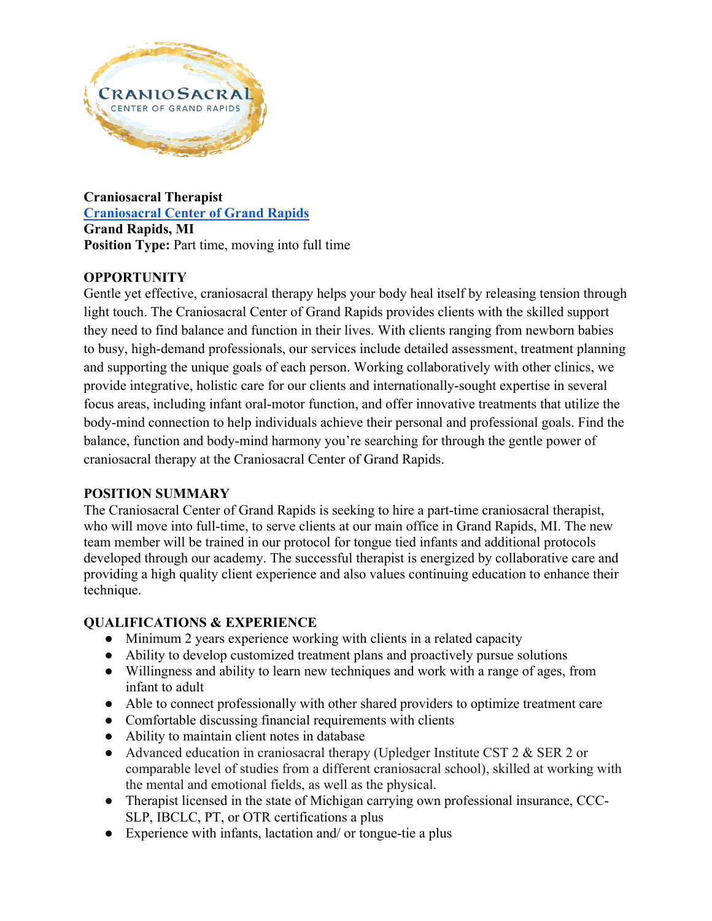**Craniosacral Therapist**
**Craniosacral Center of Grand Rapids**
**Grand Rapids, MI**
**Position Type:** Part time, moving into full time

## OPPORTUNITY

Gentle yet effective, craniosacral therapy helps your body heal itself by releasing tension through light touch. The Craniosacral Center of Grand Rapids provides clients with the skilled support they need to find balance and function in their lives. With clients ranging from newborn babies to busy, high-demand professionals, our services include detailed assessment, treatment planning and supporting the unique goals of each person. Working collaboratively with other clinics, we provide integrative, holistic care for our clients and internationally-sought expertise in several focus areas, including infant oral-motor function, and offer innovative treatments that utilize the body-mind connection to help individuals achieve their personal and professional goals. Find the balance, function and body-mind harmony you're searching for through the gentle power of craniosacral therapy at the Craniosacral Center of Grand Rapids.

## POSITION SUMMARY

The Craniosacral Center of Grand Rapids is seeking to hire a part-time craniosacral therapist, who will move into full-time, to serve clients at our main office in Grand Rapids, MI. The new team member will be trained in our protocol for tongue tied infants and additional protocols developed through our academy. The successful therapist is energized by collaborative care and providing a high quality client experience and also values continuing education to enhance their technique.

## QUALIFICATIONS & EXPERIENCE

- Minimum 2 years experience working with clients in a related capacity
- Ability to develop customized treatment plans and proactively pursue solutions
- Willingness and ability to learn new techniques and work with a range of ages, from infant to adult
- Able to connect professionally with other shared providers to optimize treatment care
- Comfortable discussing financial requirements with clients
- Ability to maintain client notes in database
- Advanced education in craniosacral therapy (Upledger Institute CST 2 & SER 2 or comparable level of studies from a different craniosacral school), skilled at working with the mental and emotional fields, as well as the physical.
- Therapist licensed in the state of Michigan carrying own professional insurance, CCC-SLP, IBCLC, PT, or OTR certifications a plus
- Experience with infants, lactation and/ or tongue-tie a plus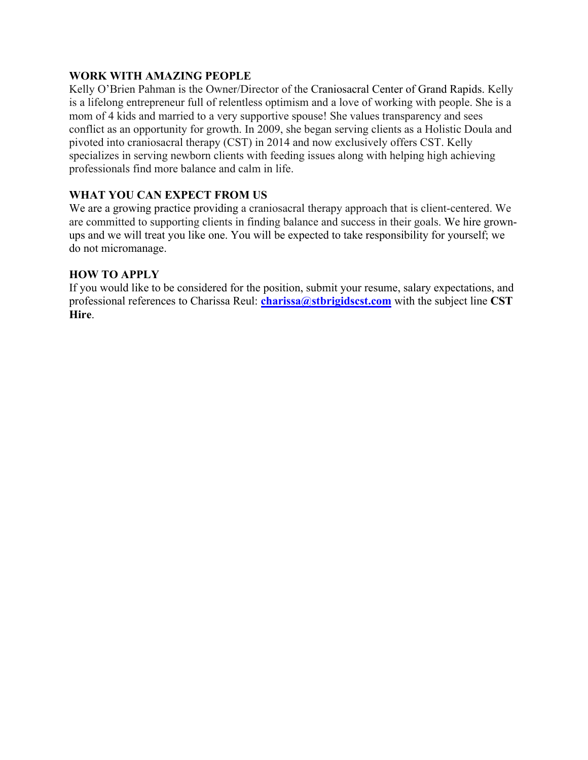## WORK WITH AMAZING PEOPLE

Kelly O'Brien Pahman is the Owner/Director of the Craniosacral Center of Grand Rapids. Kelly is a lifelong entrepreneur full of relentless optimism and a love of working with people. She is a mom of 4 kids and married to a very supportive spouse! She values transparency and sees conflict as an opportunity for growth. In 2009, she began serving clients as a Holistic Doula and pivoted into craniosacral therapy (CST) in 2014 and now exclusively offers CST. Kelly specializes in serving newborn clients with feeding issues along with helping high achieving professionals find more balance and calm in life.

## WHAT YOU CAN EXPECT FROM US

We are a growing practice providing a craniosacral therapy approach that is client-centered. We are committed to supporting clients in finding balance and success in their goals. We hire grown-ups and we will treat you like one. You will be expected to take responsibility for yourself; we do not micromanage.

## HOW TO APPLY

If you would like to be considered for the position, submit your resume, salary expectations, and professional references to Charissa Reul: **charissa@stbrigidscst.com** with the subject line **CST Hire**.